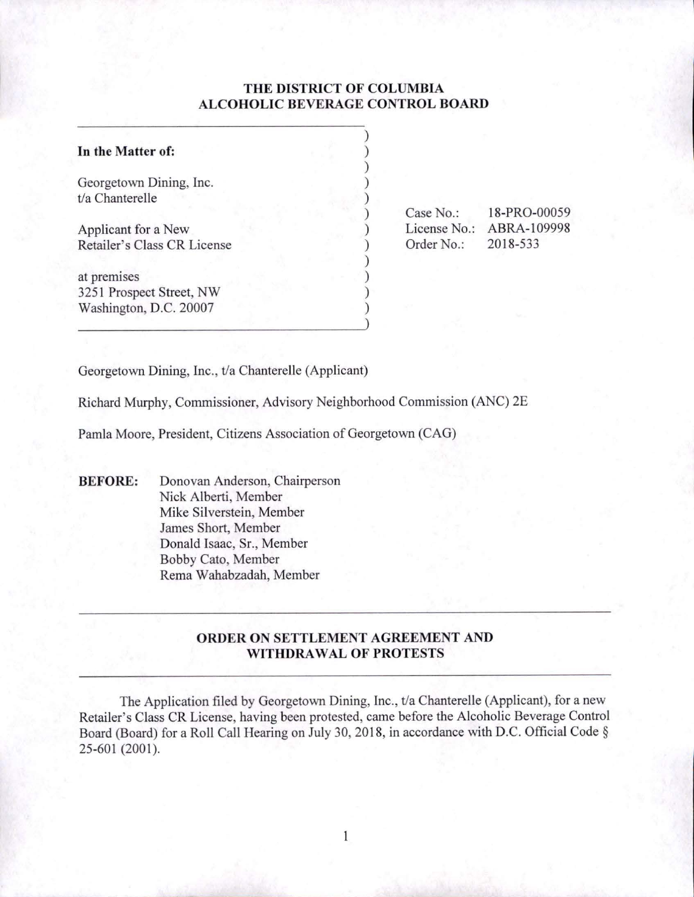**THE DISTRICT OF COLUMBIA**
**ALCOHOLIC BEVERAGE CONTROL BOARD**

| | |
|---|---|
| **In the Matter of:** | |
| Georgetown Dining, Inc. t/a Chanterelle | Case No.: 18-PRO-00059 |
| Applicant for a New Retailer's Class CR License | License No.: ABRA-109998 |
| at premises 3251 Prospect Street, NW Washington, D.C. 20007 | Order No.: 2018-533 |

Georgetown Dining, Inc., t/a Chanterelle (Applicant)

Richard Murphy, Commissioner, Advisory Neighborhood Commission (ANC) 2E

Pamla Moore, President, Citizens Association of Georgetown (CAG)

**BEFORE:** Donovan Anderson, Chairperson
Nick Alberti, Member
Mike Silverstein, Member
James Short, Member
Donald Isaac, Sr., Member
Bobby Cato, Member
Rema Wahabzadah, Member

## ORDER ON SETTLEMENT AGREEMENT AND WITHDRAWAL OF PROTESTS

The Application filed by Georgetown Dining, Inc., t/a Chanterelle (Applicant), for a new Retailer's Class CR License, having been protested, came before the Alcoholic Beverage Control Board (Board) for a Roll Call Hearing on July 30, 2018, in accordance with D.C. Official Code § 25-601 (2001).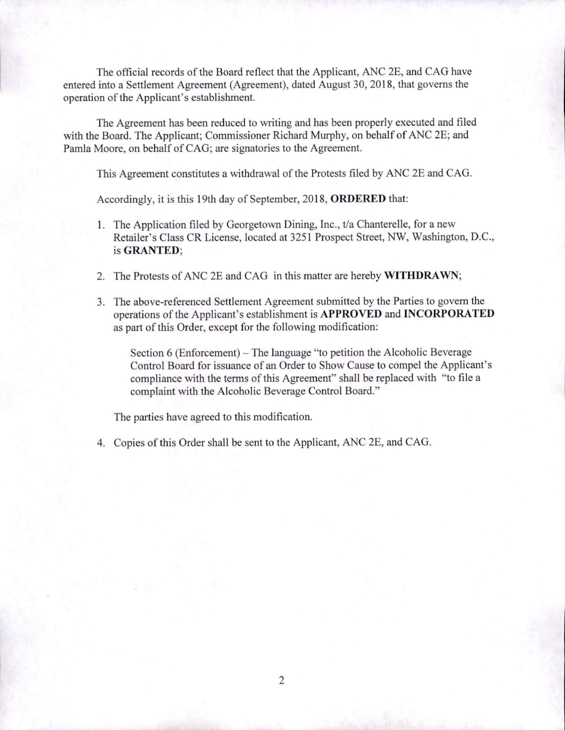The official records of the Board reflect that the Applicant, ANC 2E, and CAG have entered into a Settlement Agreement (Agreement), dated August 30, 2018, that governs the operation of the Applicant's establishment.

The Agreement has been reduced to writing and has been properly executed and filed with the Board. The Applicant; Commissioner Richard Murphy, on behalf of ANC 2E; and Pamla Moore, on behalf of CAG; are signatories to the Agreement.

This Agreement constitutes a withdrawal of the Protests filed by ANC 2E and CAG.

Accordingly, it is this 19th day of September, 2018, **ORDERED** that:

1. The Application filed by Georgetown Dining, Inc., t/a Chanterelle, for a new Retailer's Class CR License, located at 3251 Prospect Street, NW, Washington, D.C., is **GRANTED**;

2. The Protests of ANC 2E and CAG in this matter are hereby **WITHDRAWN**;

3. The above-referenced Settlement Agreement submitted by the Parties to govern the operations of the Applicant's establishment is **APPROVED** and **INCORPORATED** as part of this Order, except for the following modification:

   Section 6 (Enforcement) – The language "to petition the Alcoholic Beverage Control Board for issuance of an Order to Show Cause to compel the Applicant's compliance with the terms of this Agreement" shall be replaced with "to file a complaint with the Alcoholic Beverage Control Board."

   The parties have agreed to this modification.

4. Copies of this Order shall be sent to the Applicant, ANC 2E, and CAG.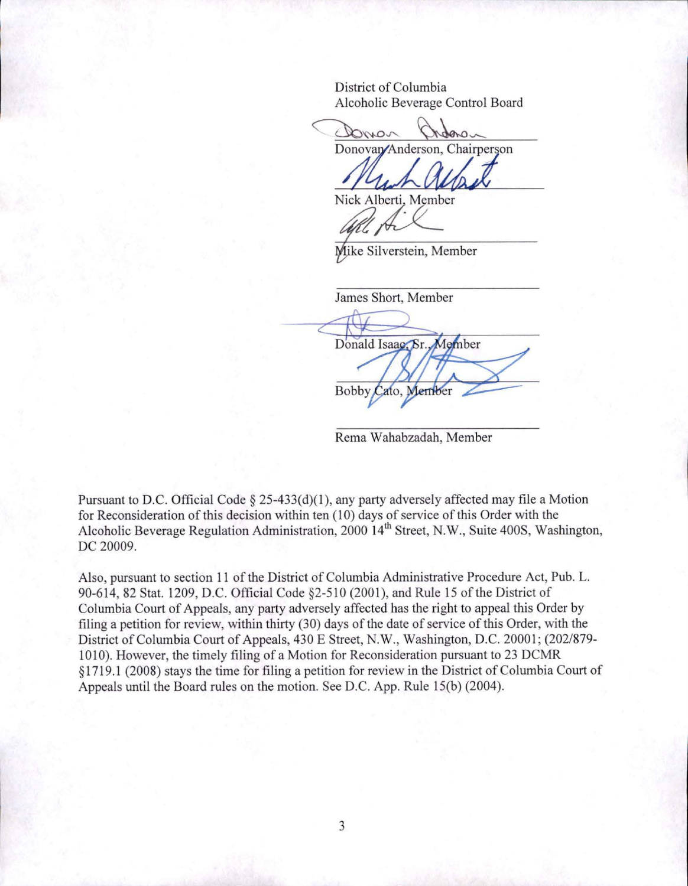District of Columbia
Alcoholic Beverage Control Board

Donovan Anderson, Chairperson

Nick Alberti, Member

Mike Silverstein, Member

James Short, Member

Donald Isaac, Sr., Member

Bobby Cato, Member

Rema Wahabzadah, Member

Pursuant to D.C. Official Code § 25-433(d)(1), any party adversely affected may file a Motion for Reconsideration of this decision within ten (10) days of service of this Order with the Alcoholic Beverage Regulation Administration, 2000 14th Street, N.W., Suite 400S, Washington, DC 20009.

Also, pursuant to section 11 of the District of Columbia Administrative Procedure Act, Pub. L. 90-614, 82 Stat. 1209, D.C. Official Code §2-510 (2001), and Rule 15 of the District of Columbia Court of Appeals, any party adversely affected has the right to appeal this Order by filing a petition for review, within thirty (30) days of the date of service of this Order, with the District of Columbia Court of Appeals, 430 E Street, N.W., Washington, D.C. 20001; (202/879-1010). However, the timely filing of a Motion for Reconsideration pursuant to 23 DCMR §1719.1 (2008) stays the time for filing a petition for review in the District of Columbia Court of Appeals until the Board rules on the motion. See D.C. App. Rule 15(b) (2004).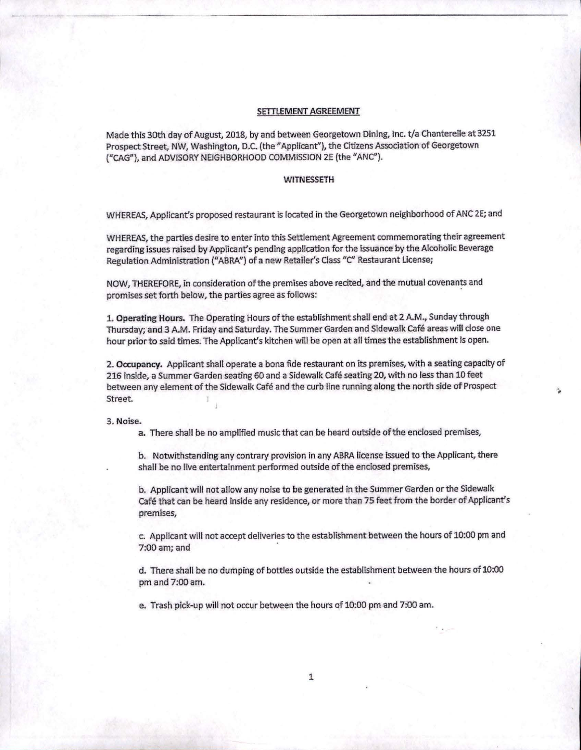**SETTLEMENT AGREEMENT**

Made this 30th day of August, 2018, by and between Georgetown Dining, Inc. t/a Chanterelle at 3251 Prospect Street, NW, Washington, D.C. (the "Applicant"), the Citizens Association of Georgetown ("CAG"), and ADVISORY NEIGHBORHOOD COMMISSION 2E (the "ANC").

**WITNESSETH**

WHEREAS, Applicant's proposed restaurant is located in the Georgetown neighborhood of ANC 2E; and

WHEREAS, the parties desire to enter into this Settlement Agreement commemorating their agreement regarding issues raised by Applicant's pending application for the issuance by the Alcoholic Beverage Regulation Administration ("ABRA") of a new Retailer's Class "C" Restaurant License;

NOW, THEREFORE, in consideration of the premises above recited, and the mutual covenants and promises set forth below, the parties agree as follows:

1. **Operating Hours.** The Operating Hours of the establishment shall end at 2 A.M., Sunday through Thursday; and 3 A.M. Friday and Saturday. The Summer Garden and Sidewalk Café areas will close one hour prior to said times. The Applicant's kitchen will be open at all times the establishment is open.

2. **Occupancy.** Applicant shall operate a bona fide restaurant on its premises, with a seating capacity of 216 inside, a Summer Garden seating 60 and a Sidewalk Café seating 20, with no less than 10 feet between any element of the Sidewalk Café and the curb line running along the north side of Prospect Street.

3. **Noise.**

   a. There shall be no amplified music that can be heard outside of the enclosed premises,

   b. Notwithstanding any contrary provision in any ABRA license issued to the Applicant, there shall be no live entertainment performed outside of the enclosed premises,

   b. Applicant will not allow any noise to be generated in the Summer Garden or the Sidewalk Café that can be heard inside any residence, or more than 75 feet from the border of Applicant's premises,

   c. Applicant will not accept deliveries to the establishment between the hours of 10:00 pm and 7:00 am; and

   d. There shall be no dumping of bottles outside the establishment between the hours of 10:00 pm and 7:00 am.

   e. Trash pick-up will not occur between the hours of 10:00 pm and 7:00 am.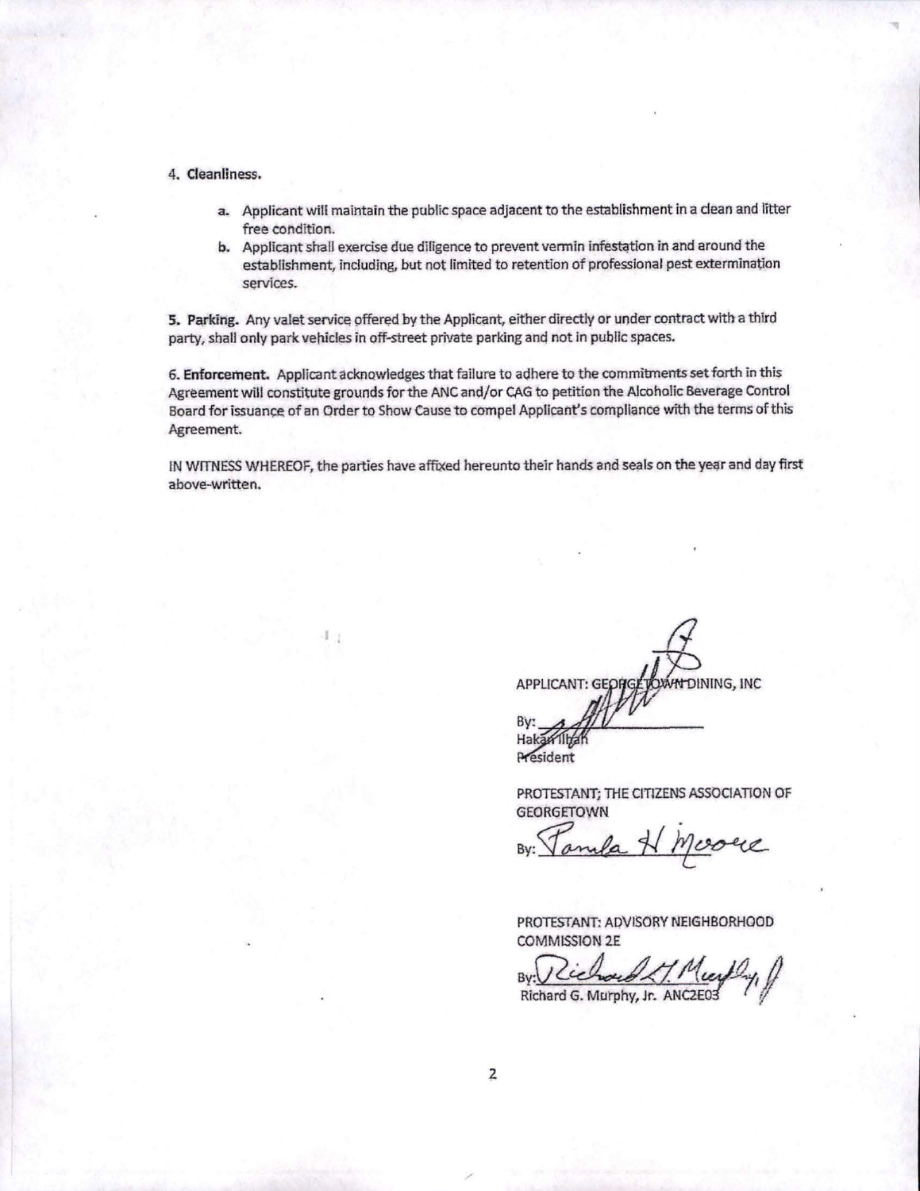4. **Cleanliness.**

   a. Applicant will maintain the public space adjacent to the establishment in a clean and litter free condition.

   b. Applicant shall exercise due diligence to prevent vermin infestation in and around the establishment, including, but not limited to retention of professional pest extermination services.

5. **Parking.** Any valet service offered by the Applicant, either directly or under contract with a third party, shall only park vehicles in off-street private parking and not in public spaces.

6. **Enforcement.** Applicant acknowledges that failure to adhere to the commitments set forth in this Agreement will constitute grounds for the ANC and/or CAG to petition the Alcoholic Beverage Control Board for issuance of an Order to Show Cause to compel Applicant's compliance with the terms of this Agreement.

IN WITNESS WHEREOF, the parties have affixed hereunto their hands and seals on the year and day first above-written.

APPLICANT: GEORGETOWN DINING, INC

By: ______________________
Hakan Ilhan
President

PROTESTANT; THE CITIZENS ASSOCIATION OF GEORGETOWN

By: Pamla H Moore

PROTESTANT: ADVISORY NEIGHBORHOOD COMMISSION 2E

By: ______________________
Richard G. Murphy, Jr. ANC2E03